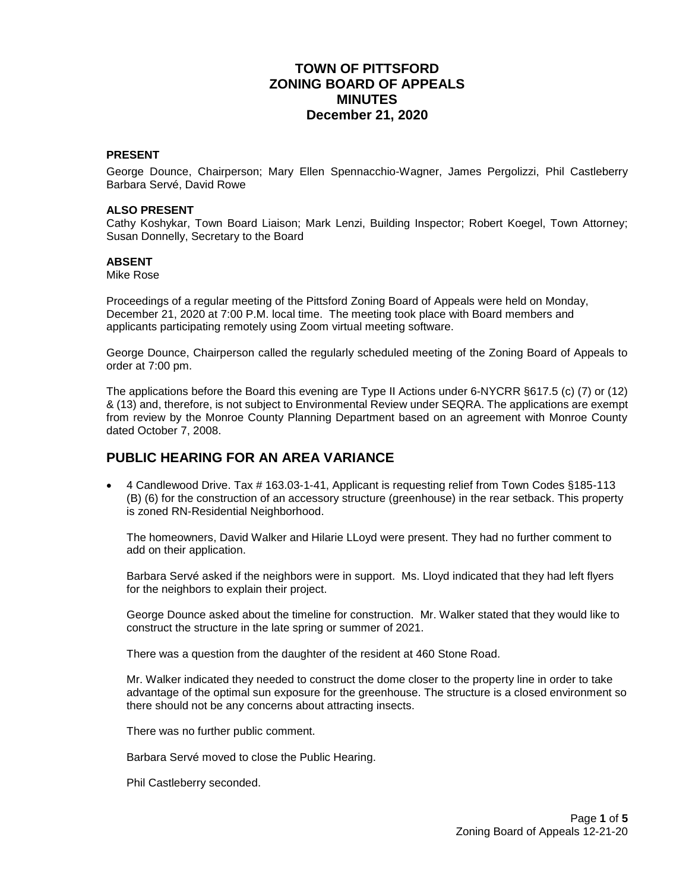# TOWN OF PITTSFORD
# ZONING BOARD OF APPEALS
# MINUTES
# December 21, 2020

**PRESENT**

George Dounce, Chairperson; Mary Ellen Spennacchio-Wagner, James Pergolizzi, Phil Castleberry Barbara Servé, David Rowe

**ALSO PRESENT**

Cathy Koshykar, Town Board Liaison; Mark Lenzi, Building Inspector; Robert Koegel, Town Attorney; Susan Donnelly, Secretary to the Board

**ABSENT**

Mike Rose

Proceedings of a regular meeting of the Pittsford Zoning Board of Appeals were held on Monday, December 21, 2020 at 7:00 P.M. local time. The meeting took place with Board members and applicants participating remotely using Zoom virtual meeting software.

George Dounce, Chairperson called the regularly scheduled meeting of the Zoning Board of Appeals to order at 7:00 pm.

The applications before the Board this evening are Type II Actions under 6-NYCRR §617.5 (c) (7) or (12) & (13) and, therefore, is not subject to Environmental Review under SEQRA. The applications are exempt from review by the Monroe County Planning Department based on an agreement with Monroe County dated October 7, 2008.

## PUBLIC HEARING FOR AN AREA VARIANCE

- 4 Candlewood Drive. Tax # 163.03-1-41, Applicant is requesting relief from Town Codes §185-113 (B) (6) for the construction of an accessory structure (greenhouse) in the rear setback. This property is zoned RN-Residential Neighborhood.

  The homeowners, David Walker and Hilarie LLoyd were present. They had no further comment to add on their application.

  Barbara Servé asked if the neighbors were in support. Ms. Lloyd indicated that they had left flyers for the neighbors to explain their project.

  George Dounce asked about the timeline for construction. Mr. Walker stated that they would like to construct the structure in the late spring or summer of 2021.

  There was a question from the daughter of the resident at 460 Stone Road.

  Mr. Walker indicated they needed to construct the dome closer to the property line in order to take advantage of the optimal sun exposure for the greenhouse. The structure is a closed environment so there should not be any concerns about attracting insects.

  There was no further public comment.

  Barbara Servé moved to close the Public Hearing.

  Phil Castleberry seconded.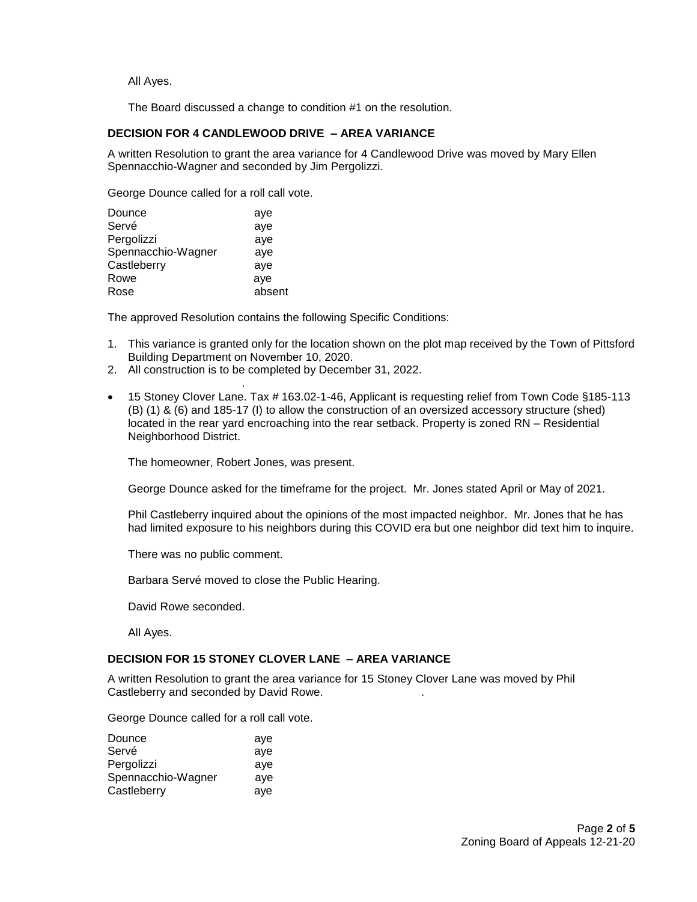All Ayes.

The Board discussed a change to condition #1 on the resolution.

**DECISION FOR 4 CANDLEWOOD DRIVE – AREA VARIANCE**

A written Resolution to grant the area variance for 4 Candlewood Drive was moved by Mary Ellen Spennacchio-Wagner and seconded by Jim Pergolizzi.

George Dounce called for a roll call vote.

| | |
|---|---|
| Dounce | aye |
| Servé | aye |
| Pergolizzi | aye |
| Spennacchio-Wagner | aye |
| Castleberry | aye |
| Rowe | aye |
| Rose | absent |

The approved Resolution contains the following Specific Conditions:

1. This variance is granted only for the location shown on the plot map received by the Town of Pittsford Building Department on November 10, 2020.
2. All construction is to be completed by December 31, 2022.

- 15 Stoney Clover Lane. Tax # 163.02-1-46, Applicant is requesting relief from Town Code §185-113 (B) (1) & (6) and 185-17 (I) to allow the construction of an oversized accessory structure (shed) located in the rear yard encroaching into the rear setback. Property is zoned RN – Residential Neighborhood District.

  The homeowner, Robert Jones, was present.

  George Dounce asked for the timeframe for the project. Mr. Jones stated April or May of 2021.

  Phil Castleberry inquired about the opinions of the most impacted neighbor. Mr. Jones that he has had limited exposure to his neighbors during this COVID era but one neighbor did text him to inquire.

  There was no public comment.

  Barbara Servé moved to close the Public Hearing.

  David Rowe seconded.

  All Ayes.

**DECISION FOR 15 STONEY CLOVER LANE – AREA VARIANCE**

A written Resolution to grant the area variance for 15 Stoney Clover Lane was moved by Phil Castleberry and seconded by David Rowe.

George Dounce called for a roll call vote.

| | |
|---|---|
| Dounce | aye |
| Servé | aye |
| Pergolizzi | aye |
| Spennacchio-Wagner | aye |
| Castleberry | aye |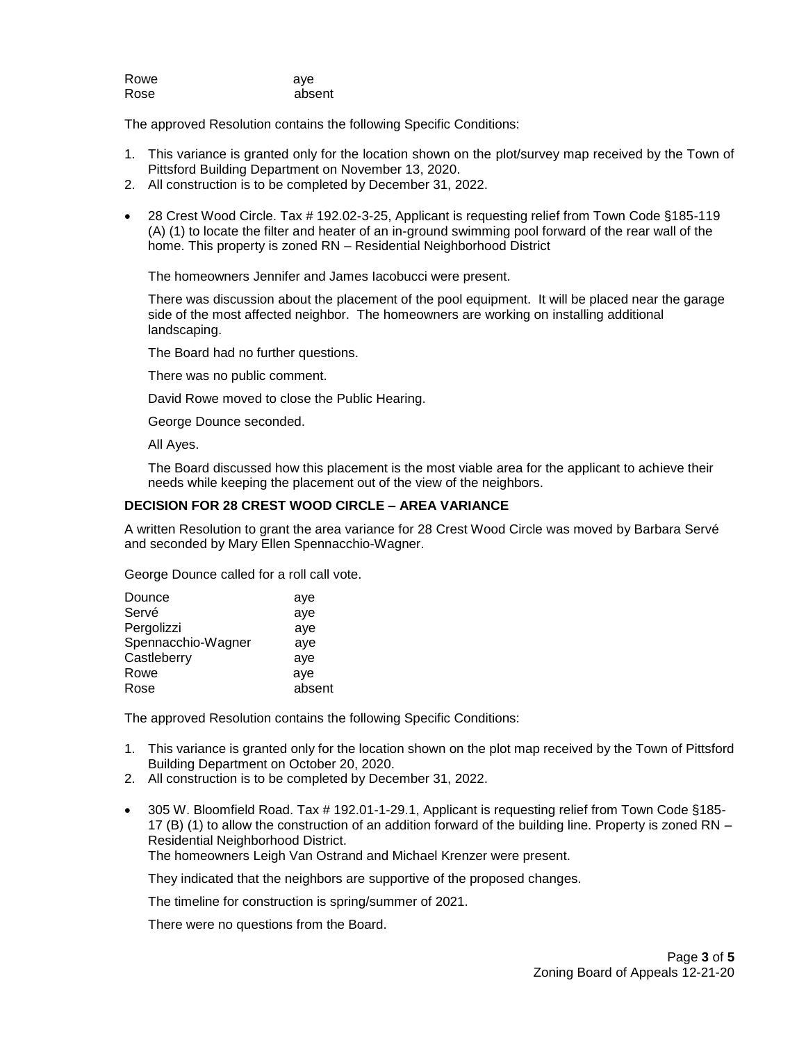| | |
|---|---|
| Rowe | aye |
| Rose | absent |

The approved Resolution contains the following Specific Conditions:

1. This variance is granted only for the location shown on the plot/survey map received by the Town of Pittsford Building Department on November 13, 2020.
2. All construction is to be completed by December 31, 2022.

- 28 Crest Wood Circle. Tax # 192.02-3-25, Applicant is requesting relief from Town Code §185-119 (A) (1) to locate the filter and heater of an in-ground swimming pool forward of the rear wall of the home. This property is zoned RN – Residential Neighborhood District

  The homeowners Jennifer and James Iacobucci were present.

  There was discussion about the placement of the pool equipment. It will be placed near the garage side of the most affected neighbor. The homeowners are working on installing additional landscaping.

  The Board had no further questions.

  There was no public comment.

  David Rowe moved to close the Public Hearing.

  George Dounce seconded.

  All Ayes.

  The Board discussed how this placement is the most viable area for the applicant to achieve their needs while keeping the placement out of the view of the neighbors.

**DECISION FOR 28 CREST WOOD CIRCLE – AREA VARIANCE**

A written Resolution to grant the area variance for 28 Crest Wood Circle was moved by Barbara Servé and seconded by Mary Ellen Spennacchio-Wagner.

George Dounce called for a roll call vote.

| | |
|---|---|
| Dounce | aye |
| Servé | aye |
| Pergolizzi | aye |
| Spennacchio-Wagner | aye |
| Castleberry | aye |
| Rowe | aye |
| Rose | absent |

The approved Resolution contains the following Specific Conditions:

1. This variance is granted only for the location shown on the plot map received by the Town of Pittsford Building Department on October 20, 2020.
2. All construction is to be completed by December 31, 2022.

- 305 W. Bloomfield Road. Tax # 192.01-1-29.1, Applicant is requesting relief from Town Code §185-17 (B) (1) to allow the construction of an addition forward of the building line. Property is zoned RN – Residential Neighborhood District.
  The homeowners Leigh Van Ostrand and Michael Krenzer were present.

  They indicated that the neighbors are supportive of the proposed changes.

  The timeline for construction is spring/summer of 2021.

  There were no questions from the Board.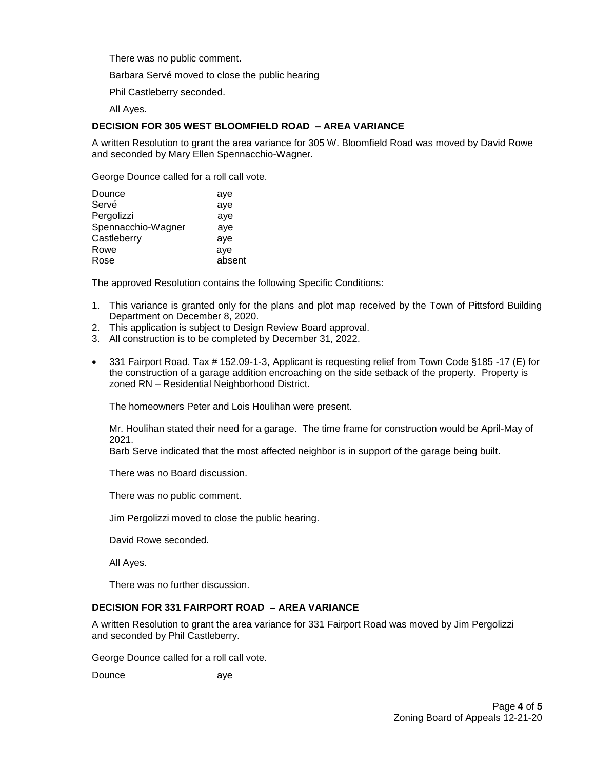There was no public comment.

Barbara Servé moved to close the public hearing

Phil Castleberry seconded.

All Ayes.

**DECISION FOR 305 WEST BLOOMFIELD ROAD – AREA VARIANCE**

A written Resolution to grant the area variance for 305 W. Bloomfield Road was moved by David Rowe and seconded by Mary Ellen Spennacchio-Wagner.

George Dounce called for a roll call vote.

| | |
|---|---|
| Dounce | aye |
| Servé | aye |
| Pergolizzi | aye |
| Spennacchio-Wagner | aye |
| Castleberry | aye |
| Rowe | aye |
| Rose | absent |

The approved Resolution contains the following Specific Conditions:

1. This variance is granted only for the plans and plot map received by the Town of Pittsford Building Department on December 8, 2020.
2. This application is subject to Design Review Board approval.
3. All construction is to be completed by December 31, 2022.

- 331 Fairport Road. Tax # 152.09-1-3, Applicant is requesting relief from Town Code §185 -17 (E) for the construction of a garage addition encroaching on the side setback of the property. Property is zoned RN – Residential Neighborhood District.

  The homeowners Peter and Lois Houlihan were present.

  Mr. Houlihan stated their need for a garage. The time frame for construction would be April-May of 2021.
  Barb Serve indicated that the most affected neighbor is in support of the garage being built.

  There was no Board discussion.

  There was no public comment.

  Jim Pergolizzi moved to close the public hearing.

  David Rowe seconded.

  All Ayes.

  There was no further discussion.

**DECISION FOR 331 FAIRPORT ROAD – AREA VARIANCE**

A written Resolution to grant the area variance for 331 Fairport Road was moved by Jim Pergolizzi and seconded by Phil Castleberry.

George Dounce called for a roll call vote.

Dounce aye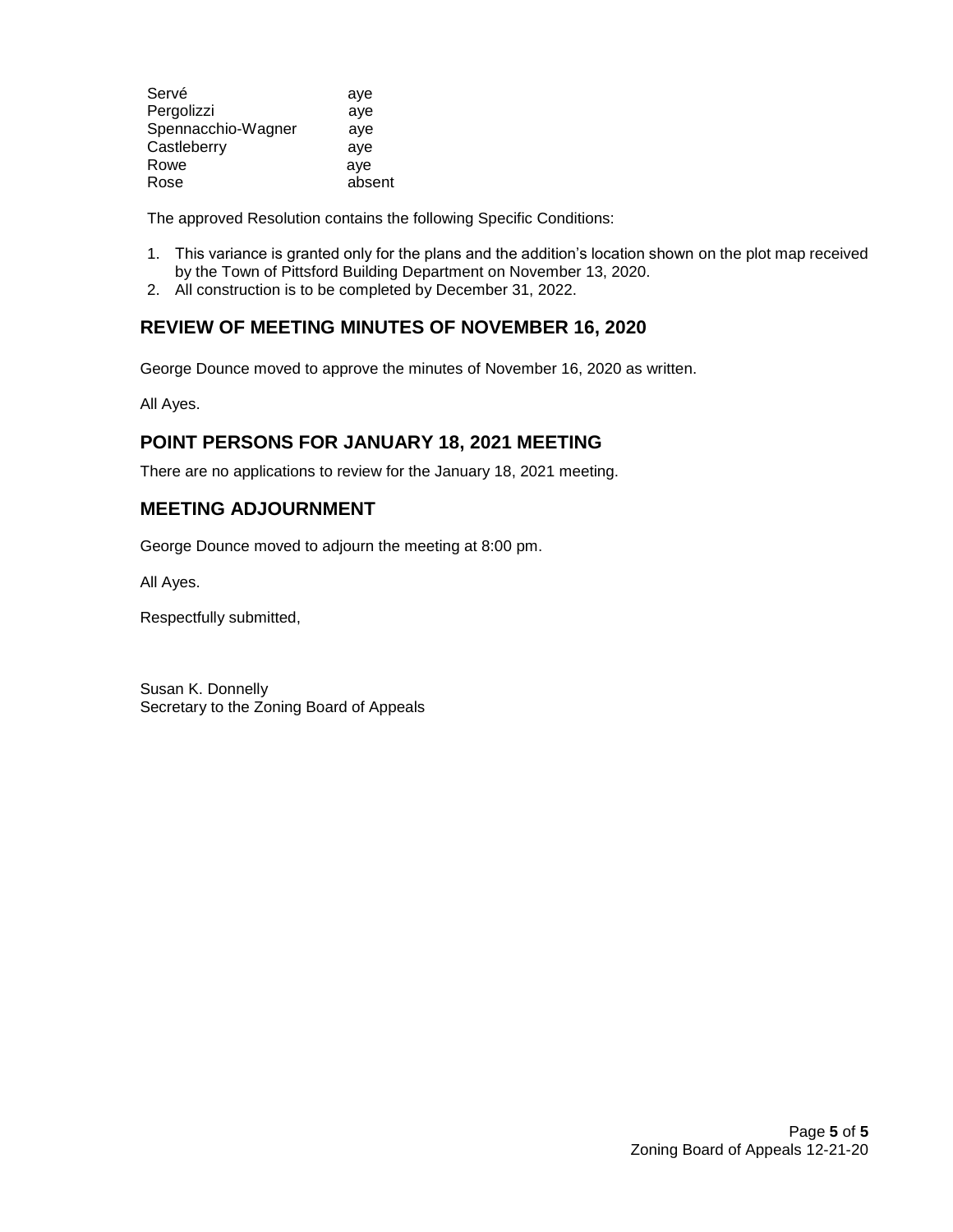| | |
|---|---|
| Servé | aye |
| Pergolizzi | aye |
| Spennacchio-Wagner | aye |
| Castleberry | aye |
| Rowe | aye |
| Rose | absent |

The approved Resolution contains the following Specific Conditions:

1. This variance is granted only for the plans and the addition's location shown on the plot map received by the Town of Pittsford Building Department on November 13, 2020.
2. All construction is to be completed by December 31, 2022.

## REVIEW OF MEETING MINUTES OF NOVEMBER 16, 2020

George Dounce moved to approve the minutes of November 16, 2020 as written.

All Ayes.

## POINT PERSONS FOR JANUARY 18, 2021 MEETING

There are no applications to review for the January 18, 2021 meeting.

## MEETING ADJOURNMENT

George Dounce moved to adjourn the meeting at 8:00 pm.

All Ayes.

Respectfully submitted,

Susan K. Donnelly
Secretary to the Zoning Board of Appeals